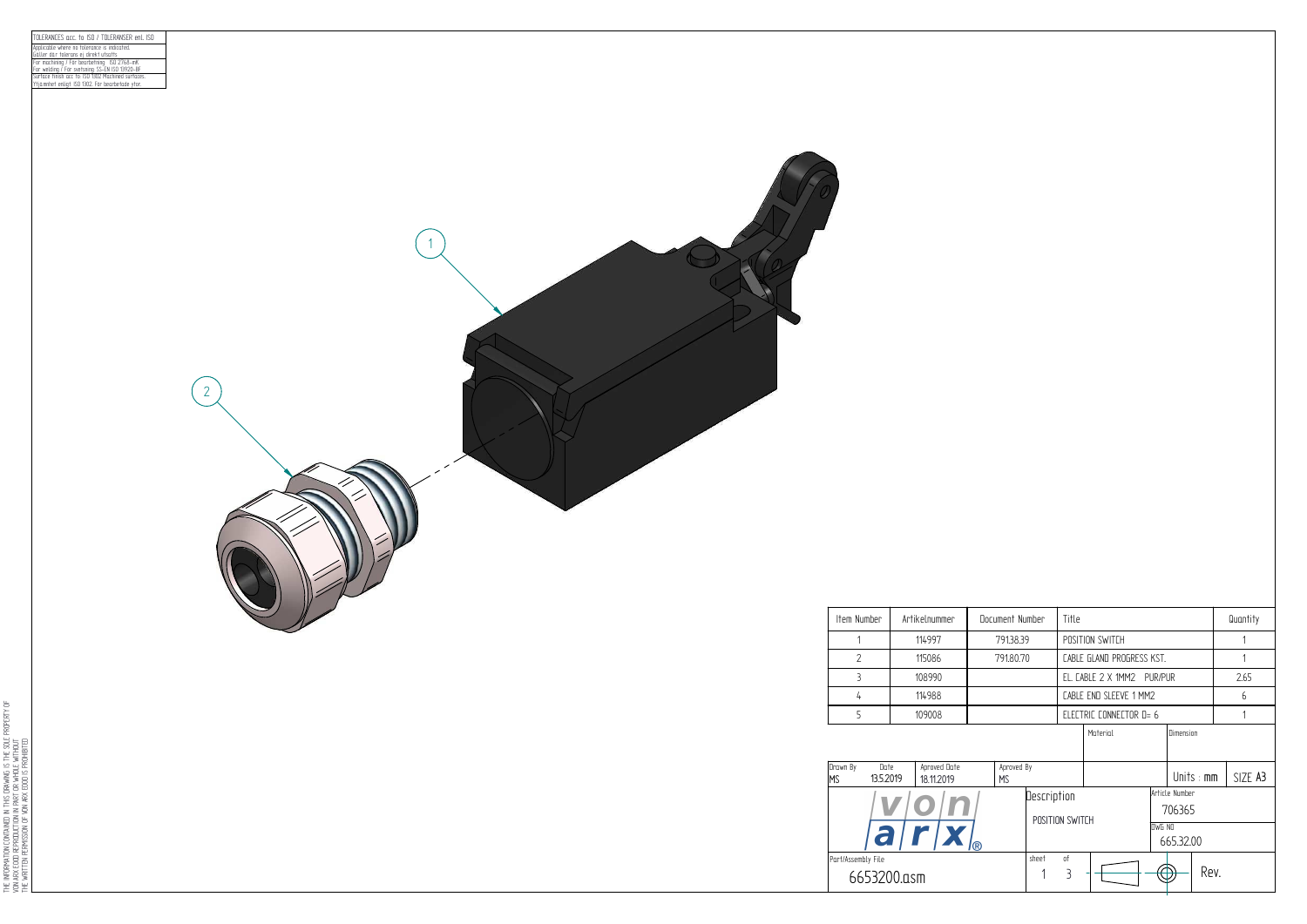| TOLERANCES acc. to ISO / TOLERANSER enl. ISO |
| --- |
| Applicable where no tolerance is indicated. Gäller där tolerans ej direkt utsatts |
| For machining / För bearbetning ISO 2768-mK For welding / För svetsning SS-EN ISO 13920-BF |
| Surface finish acc. to ISO 1302 Machined surfaces. Ytjämnhet enligt ISO 1302. För bearbetade ytor. |

1

2

| Item Number | Artikelnummer | Document Number | Title | Quantity |
| --- | --- | --- | --- | --- |
| 1 | 114997 | 791.38.39 | POSITION SWITCH | 1 |
| 2 | 115086 | 791.80.70 | CABLE GLAND PROGRESS KST. | 1 |
| 3 | 108990 | | EL. CABLE 2 X 1MM2 PUR/PUR | 2.65 |
| 4 | 114988 | | CABLE END SLEEVE 1 MM2 | 6 |
| 5 | 109008 | | ELECTRIC CONNECTOR D= 6 | 1 |

| Drawn By | Date | Aproved Date | Aproved By | Material | Dimension | Units | Size |
| --- | --- | --- | --- | --- | --- | --- | --- |
| MS | 13.5.2019 | 18.11.2019 | MS | | | mm | A3 |

von arx®

Description: POSITION SWITCH

Article Number: 706365

DWG NO: 665.32.00

Part/Assembly File: 6653200.asm

sheet 1 of 3

Rev.

THE INFORMATION CONTAINED IN THIS DRAWING IS THE SOLE PROPERTY OF VON ARX ECOD. REPRODUCTION IN PART OR WHOLE WITHOUT THE WRITTEN PERMISSION OF VON ARX ECOD IS PROHIBITED.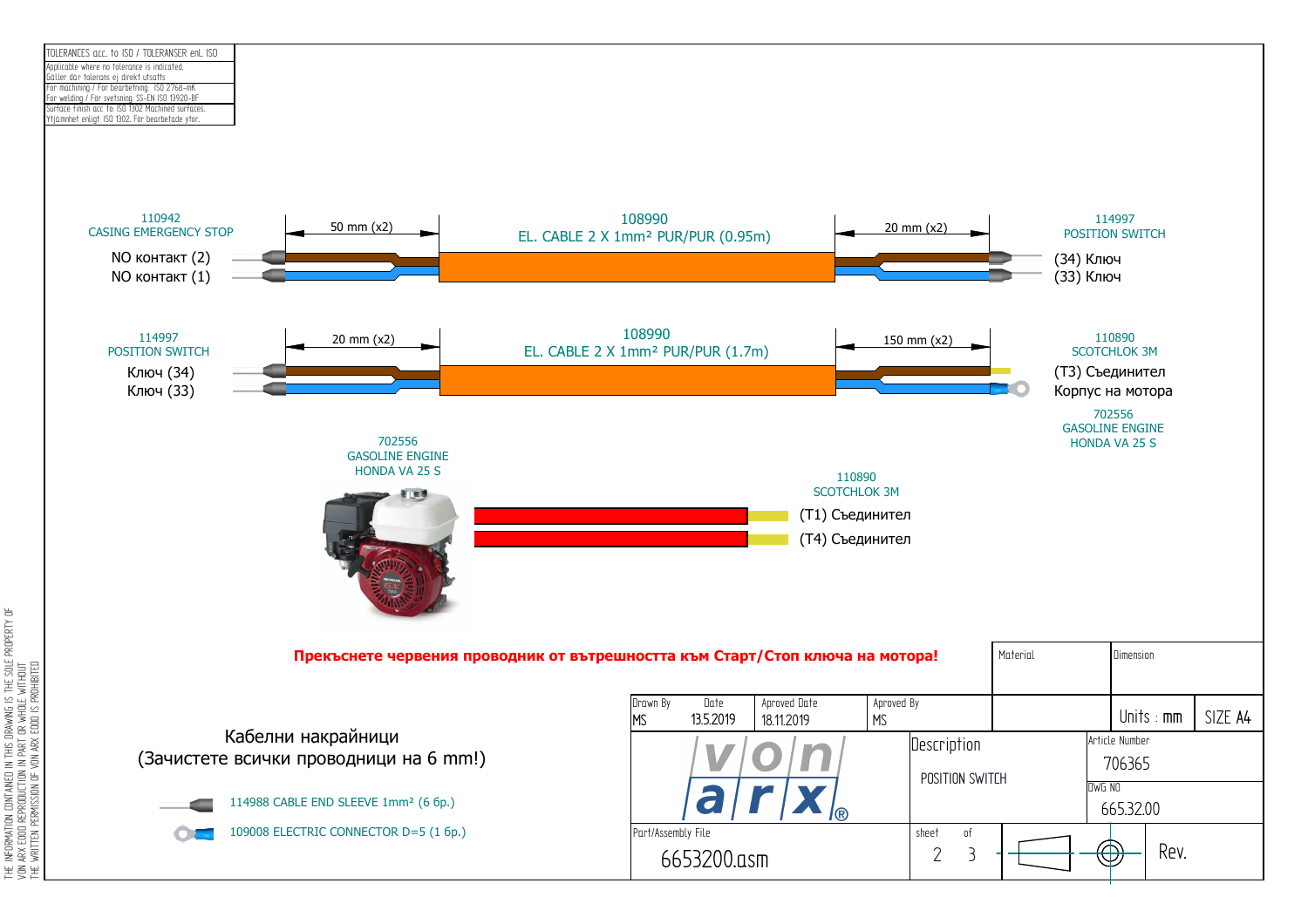| TOLERANCES acc. to ISO / TOLERANSER enl. ISO |
| --- |
| Applicable where no tolerance is indicated. Gäller där tolerans ej direkt utsatts |
| For machining / För bearbetning: ISO 2768-mK For welding / För svetsning: SS-EN ISO 13920-BF |
| Surface finish acc to ISO 1302 Machined surfaces. Ytjämnhet enligt ISO 1302. För bearbetade ytor. |

110942
CASING EMERGENCY STOP

NO контакт (2)
NO контакт (1)

50 mm (x2)

108990
EL. CABLE 2 X 1mm² PUR/PUR (0.95m)

20 mm (x2)

114997
POSITION SWITCH

(34) Ключ
(33) Ключ

114997
POSITION SWITCH

Ключ (34)
Ключ (33)

20 mm (x2)

108990
EL. CABLE 2 X 1mm² PUR/PUR (1.7m)

150 mm (x2)

110890
SCOTCHLOK 3M

(T3) Съединител
Корпус на мотора

702556
GASOLINE ENGINE
HONDA VA 25 S

702556
GASOLINE ENGINE
HONDA VA 25 S

110890
SCOTCHLOK 3M

(T1) Съединител
(T4) Съединител

**Прекъснете червения проводник от вътрешността към Старт/Стоп ключа на мотора!**

Кабелни накрайници
(Зачистете всички проводници на 6 mm!)

114988 CABLE END SLEEVE 1mm² (6 бр.)
109008 ELECTRIC CONNECTOR D=5 (1 бр.)

| Material | Dimension | | |
| --- | --- | --- | --- |
| Drawn By: MS | Date: 13.5.2019 | Aproved Date: 18.11.2019 | Aproved By: MS |
| Units : mm | SIZE A4 | | |
| Description: POSITION SWITCH | Article Number: 706365 | DWG NO: 665.32.00 | |
| Part/Assembly File: 6653200.asm | sheet 2 of 3 | Rev. | |

von arx®

THE INFORMATION CONTAINED IN THIS DRAWING IS THE SOLE PROPERTY OF VON ARX EOOD REPRODUCTION IN PART OR WHOLE WITHOUT THE WRITTEN PERMISSION OF VON ARX EOOD IS PROHIBITED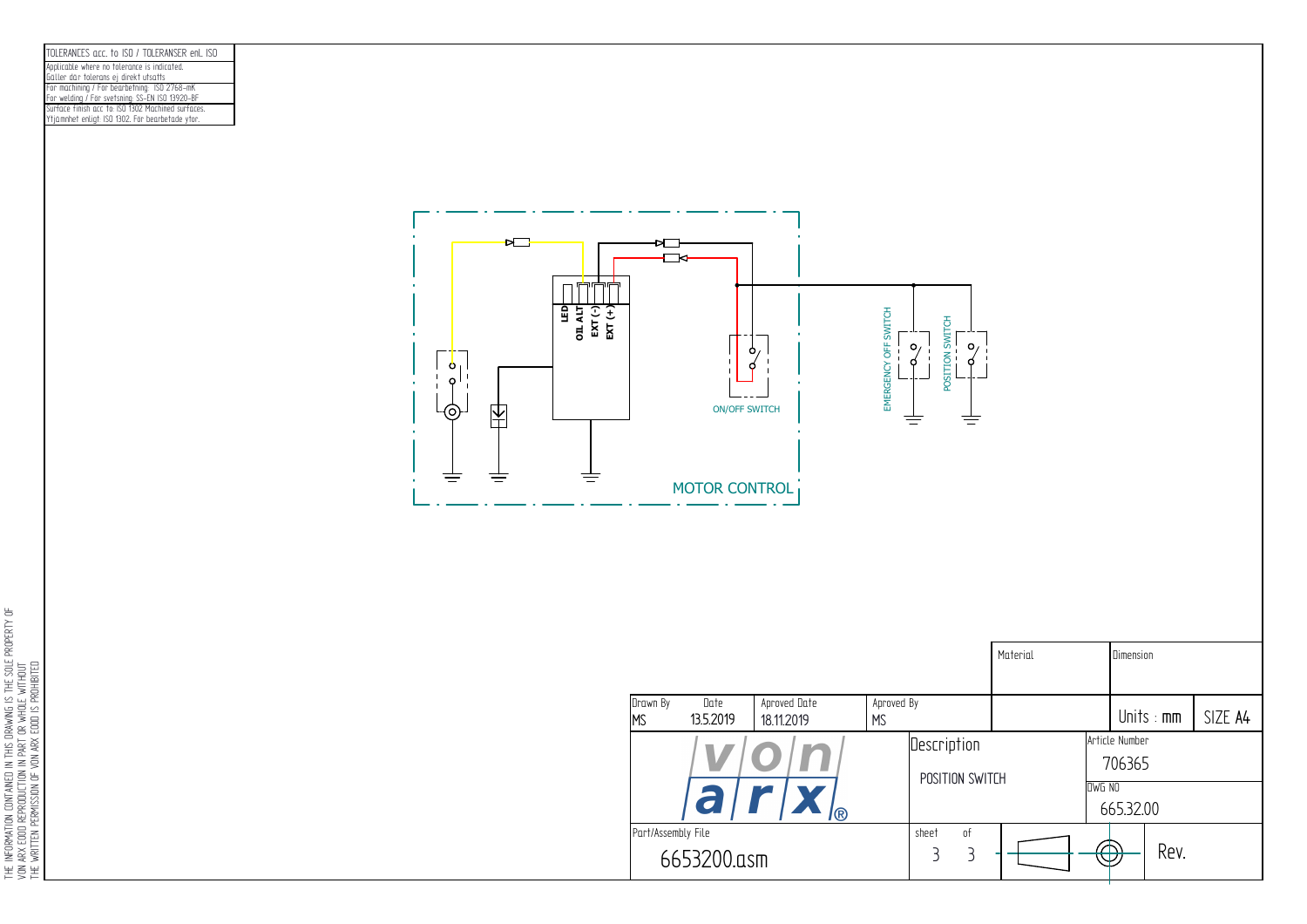| TOLERANCES acc. to ISO / TOLERANSER enl. ISO |
| --- |
| Applicable where no tolerance is indicated. Gäller där tolerans ej direkt utsatts |
| For machining / För bearbetning: ISO 2768-mK For welding / För svetsning: SS-EN ISO 13920-BF |
| Surface finish acc to: ISO 1302 Machined surfaces. Ytjämnhet enligt: ISO 1302. För bearbetade ytor. |

LED
OIL ALT
EXT (-)
EXT (+)

ON/OFF SWITCH

MOTOR CONTROL

EMERGENCY OFF SWITCH

POSITION SWITCH

| | | | | | | |
| --- | --- | --- | --- | --- | --- | --- |
| | | | | Material | Dimension | |
| Drawn By MS | Date 13.5.2019 | Aproved Date 18.11.2019 | Aproved By MS | | Units : mm | SIZE A4 |
| von arx® | | | Description POSITION SWITCH | | Article Number 706365 | |
| | | | | | DWG NO 665.32.00 | |
| Part/Assembly File 6653200.asm | | | sheet 3 of 3 | | | Rev. |

THE INFORMATION CONTAINED IN THIS DRAWING IS THE SOLE PROPERTY OF VON ARX EODD REPRODUCTION IN PART OR WHOLE WITHOUT THE WRITTEN PERMISSION OF VON ARX EODD IS PROHIBITED